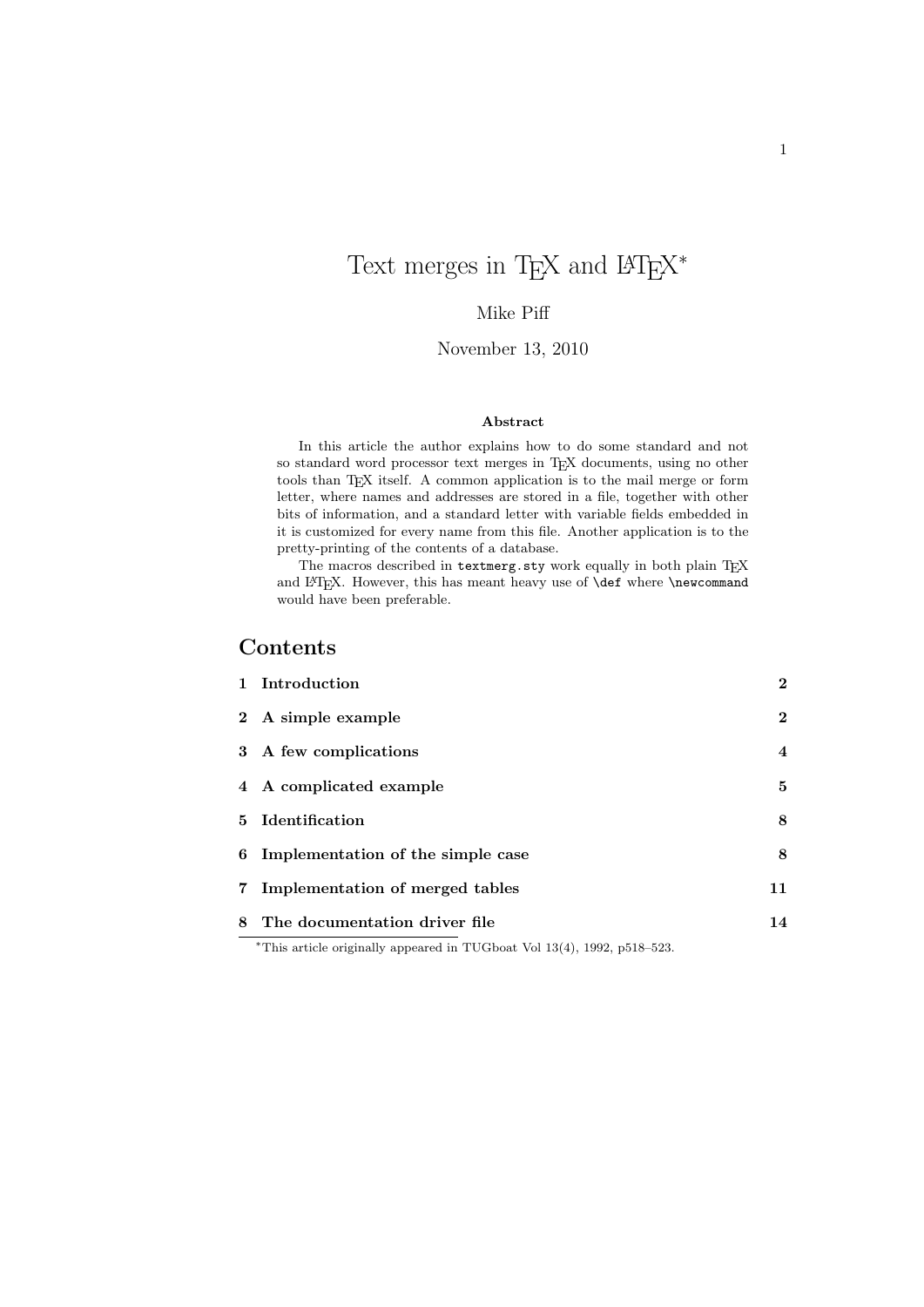# Text merges in TEX and LATEX*

Mike Piff

November 13, 2010

**Abstract**

In this article the author explains how to do some standard and not so standard word processor text merges in TEX documents, using no other tools than TEX itself. A common application is to the mail merge or form letter, where names and addresses are stored in a file, together with other bits of information, and a standard letter with variable fields embedded in it is customized for every name from this file. Another application is to the pretty-printing of the contents of a database.

The macros described in `textmerg.sty` work equally in both plain TEX and LATEX. However, this has meant heavy use of `\def` where `\newcommand` would have been preferable.

## Contents

| | | |
|---|---|---|
| **1** | **Introduction** | **2** |
| **2** | **A simple example** | **2** |
| **3** | **A few complications** | **4** |
| **4** | **A complicated example** | **5** |
| **5** | **Identification** | **8** |
| **6** | **Implementation of the simple case** | **8** |
| **7** | **Implementation of merged tables** | **11** |
| **8** | **The documentation driver file** | **14** |

*This article originally appeared in TUGboat Vol 13(4), 1992, p518–523.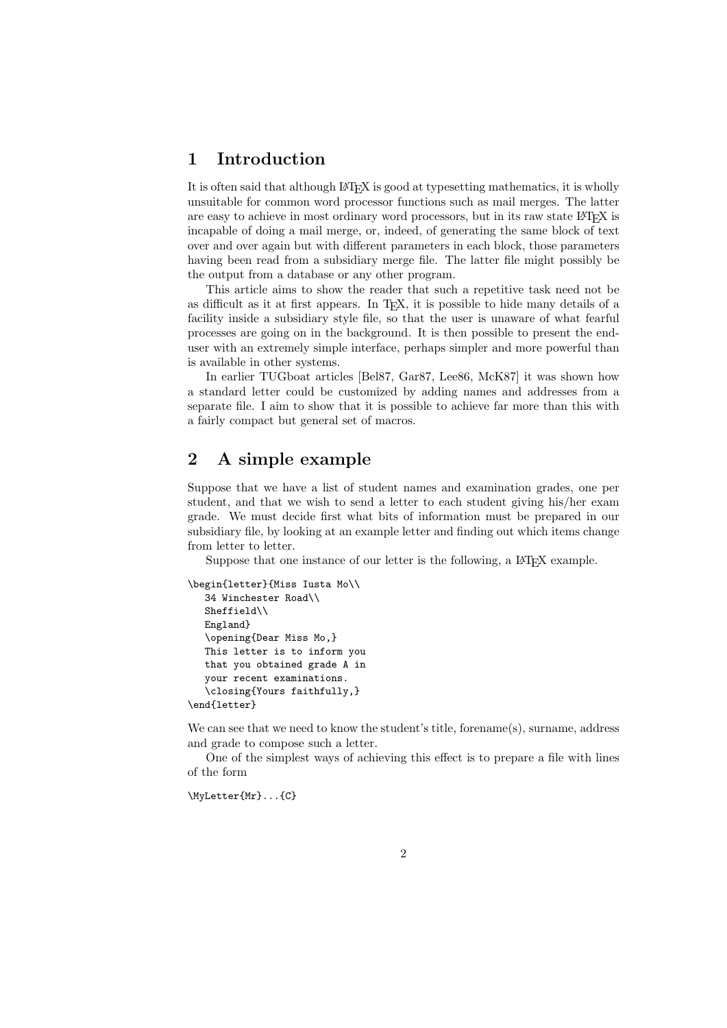## 1 Introduction

It is often said that although LaTeX is good at typesetting mathematics, it is wholly unsuitable for common word processor functions such as mail merges. The latter are easy to achieve in most ordinary word processors, but in its raw state LaTeX is incapable of doing a mail merge, or, indeed, of generating the same block of text over and over again but with different parameters in each block, those parameters having been read from a subsidiary merge file. The latter file might possibly be the output from a database or any other program.

This article aims to show the reader that such a repetitive task need not be as difficult as it at first appears. In TeX, it is possible to hide many details of a facility inside a subsidiary style file, so that the user is unaware of what fearful processes are going on in the background. It is then possible to present the end-user with an extremely simple interface, perhaps simpler and more powerful than is available in other systems.

In earlier TUGboat articles [Bel87, Gar87, Lee86, McK87] it was shown how a standard letter could be customized by adding names and addresses from a separate file. I aim to show that it is possible to achieve far more than this with a fairly compact but general set of macros.

## 2 A simple example

Suppose that we have a list of student names and examination grades, one per student, and that we wish to send a letter to each student giving his/her exam grade. We must decide first what bits of information must be prepared in our subsidiary file, by looking at an example letter and finding out which items change from letter to letter.

Suppose that one instance of our letter is the following, a LaTeX example.

```
\begin{letter}{Miss Iusta Mo\\
   34 Winchester Road\\
   Sheffield\\
   England}
   \opening{Dear Miss Mo,}
   This letter is to inform you
   that you obtained grade A in
   your recent examinations.
   \closing{Yours faithfully,}
\end{letter}
```

We can see that we need to know the student's title, forename(s), surname, address and grade to compose such a letter.

One of the simplest ways of achieving this effect is to prepare a file with lines of the form

```
\MyLetter{Mr}...{C}
```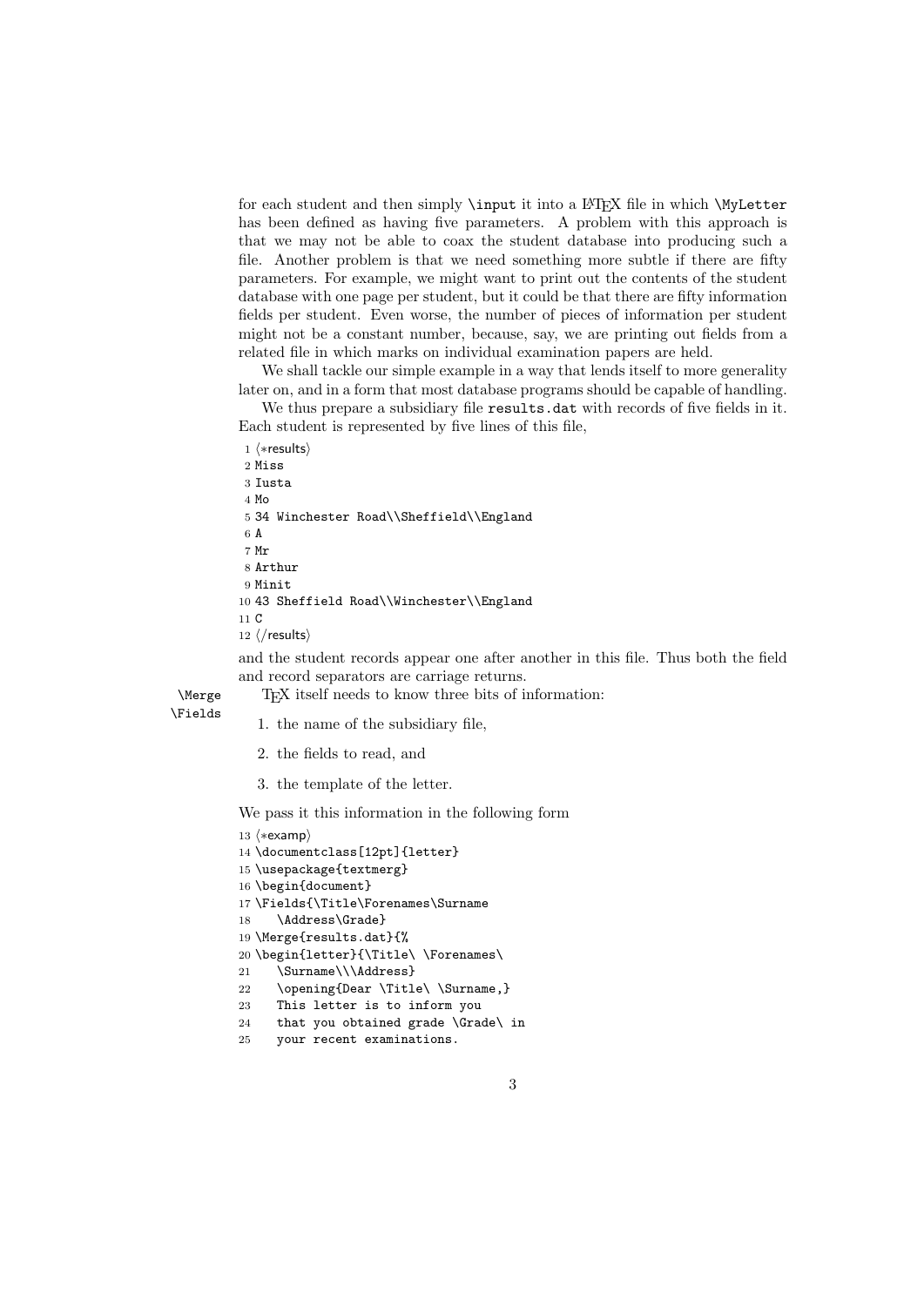for each student and then simply `\input` it into a LaTeX file in which `\MyLetter` has been defined as having five parameters. A problem with this approach is that we may not be able to coax the student database into producing such a file. Another problem is that we need something more subtle if there are fifty parameters. For example, we might want to print out the contents of the student database with one page per student, but it could be that there are fifty information fields per student. Even worse, the number of pieces of information per student might not be a constant number, because, say, we are printing out fields from a related file in which marks on individual examination papers are held.

We shall tackle our simple example in a way that lends itself to more generality later on, and in a form that most database programs should be capable of handling.

We thus prepare a subsidiary file `results.dat` with records of five fields in it. Each student is represented by five lines of this file,

```
1 ⟨*results⟩
2 Miss
3 Iusta
4 Mo
5 34 Winchester Road\\Sheffield\\England
6 A
7 Mr
8 Arthur
9 Minit
10 43 Sheffield Road\\Winchester\\England
11 C
12 ⟨/results⟩
```

and the student records appear one after another in this file. Thus both the field and record separators are carriage returns.

`\Merge` `\Fields` TeX itself needs to know three bits of information:

1. the name of the subsidiary file,
2. the fields to read, and
3. the template of the letter.

We pass it this information in the following form

```
13 ⟨*examp⟩
14 \documentclass[12pt]{letter}
15 \usepackage{textmerg}
16 \begin{document}
17 \Fields{\Title\Forenames\Surname
18    \Address\Grade}
19 \Merge{results.dat}{%
20 \begin{letter}{\Title\ \Forenames\
21    \Surname\\\Address}
22    \opening{Dear \Title\ \Surname,}
23    This letter is to inform you
24    that you obtained grade \Grade\ in
25    your recent examinations.
```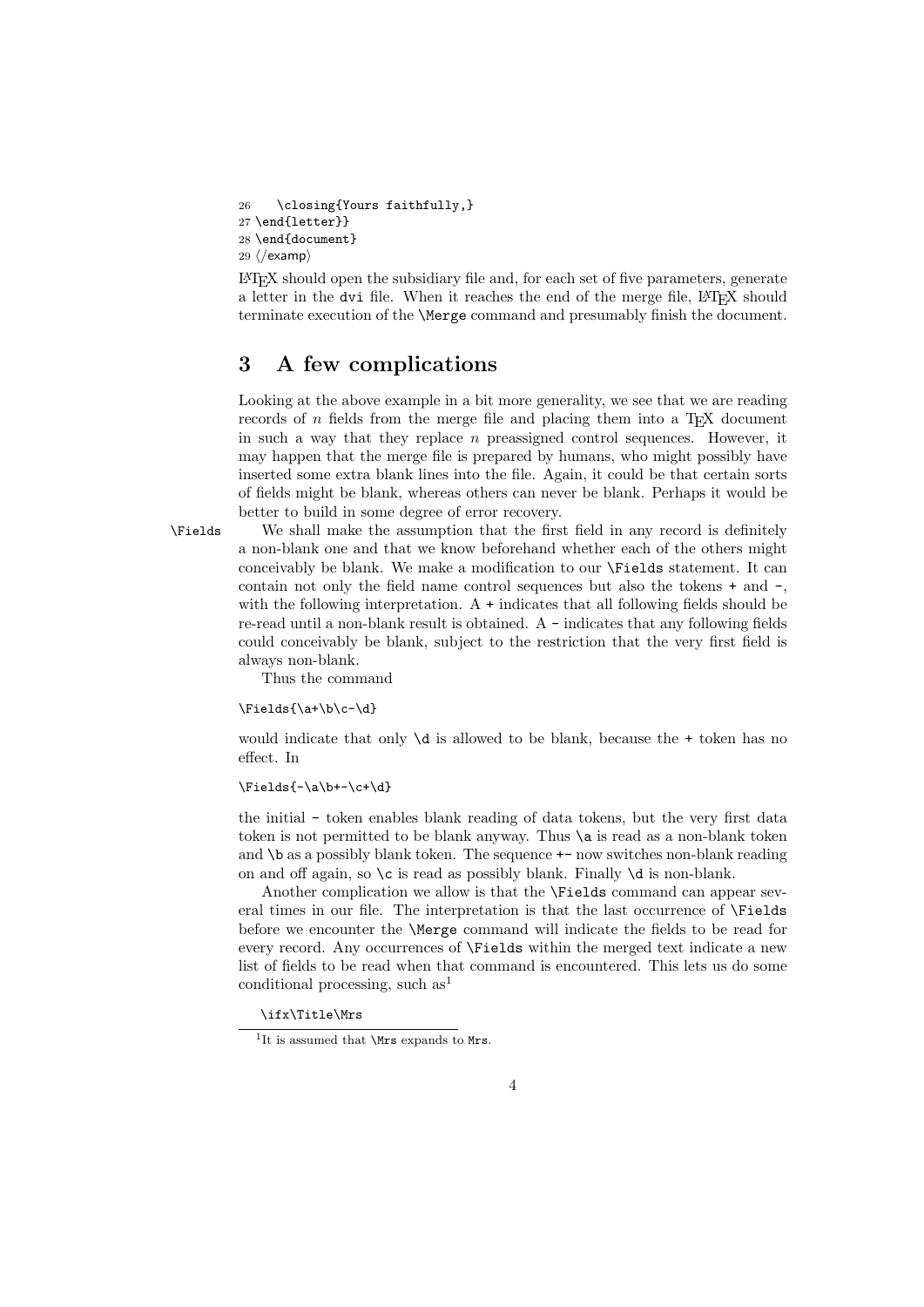```
26    \closing{Yours faithfully,}
27 \end{letter}}
28 \end{document}
29 ⟨/examp⟩
```

LaTeX should open the subsidiary file and, for each set of five parameters, generate a letter in the `dvi` file. When it reaches the end of the merge file, LaTeX should terminate execution of the `\Merge` command and presumably finish the document.

## 3 A few complications

Looking at the above example in a bit more generality, we see that we are reading records of $n$ fields from the merge file and placing them into a TeX document in such a way that they replace $n$ preassigned control sequences. However, it may happen that the merge file is prepared by humans, who might possibly have inserted some extra blank lines into the file. Again, it could be that certain sorts of fields might be blank, whereas others can never be blank. Perhaps it would be better to build in some degree of error recovery.

`\Fields` We shall make the assumption that the first field in any record is definitely a non-blank one and that we know beforehand whether each of the others might conceivably be blank. We make a modification to our `\Fields` statement. It can contain not only the field name control sequences but also the tokens `+` and `-`, with the following interpretation. A `+` indicates that all following fields should be re-read until a non-blank result is obtained. A `-` indicates that any following fields could conceivably be blank, subject to the restriction that the very first field is always non-blank.

Thus the command

```
\Fields{\a+\b\c-\d}
```

would indicate that only `\d` is allowed to be blank, because the `+` token has no effect. In

```
\Fields{-\a\b+-\c+\d}
```

the initial `-` token enables blank reading of data tokens, but the very first data token is not permitted to be blank anyway. Thus `\a` is read as a non-blank token and `\b` as a possibly blank token. The sequence `+-` now switches non-blank reading on and off again, so `\c` is read as possibly blank. Finally `\d` is non-blank.

Another complication we allow is that the `\Fields` command can appear several times in our file. The interpretation is that the last occurrence of `\Fields` before we encounter the `\Merge` command will indicate the fields to be read for every record. Any occurrences of `\Fields` within the merged text indicate a new list of fields to be read when that command is encountered. This lets us do some conditional processing, such as[1]

```
\ifx\Title\Mrs
```

[1] It is assumed that `\Mrs` expands to `Mrs`.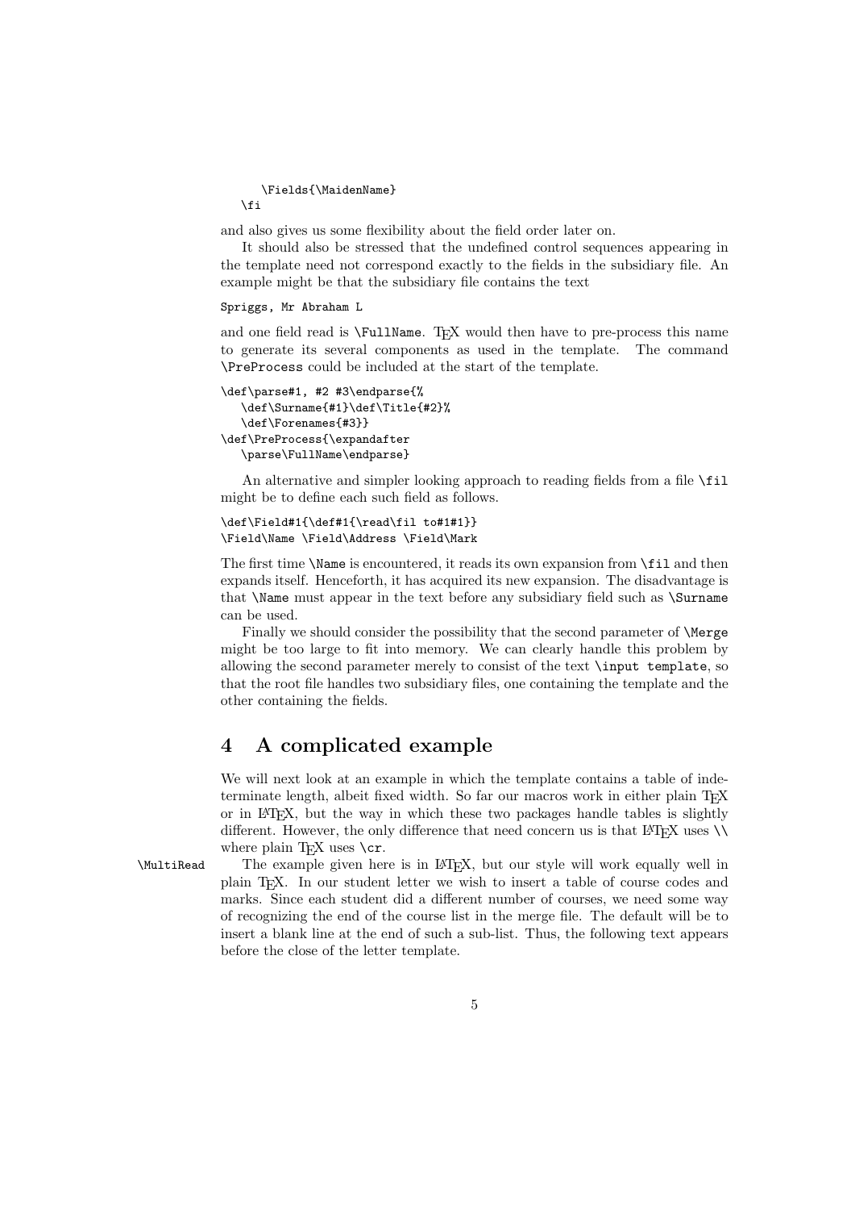```
      \Fields{\MaidenName}
   \fi
```

and also gives us some flexibility about the field order later on.

It should also be stressed that the undefined control sequences appearing in the template need not correspond exactly to the fields in the subsidiary file. An example might be that the subsidiary file contains the text

```
Spriggs, Mr Abraham L
```

and one field read is `\FullName`. TeX would then have to pre-process this name to generate its several components as used in the template. The command `\PreProcess` could be included at the start of the template.

```
\def\parse#1, #2 #3\endparse{%
   \def\Surname{#1}\def\Title{#2}%
   \def\Forenames{#3}}
\def\PreProcess{\expandafter
   \parse\FullName\endparse}
```

An alternative and simpler looking approach to reading fields from a file `\fil` might be to define each such field as follows.

```
\def\Field#1{\def#1{\read\fil to#1#1}}
\Field\Name \Field\Address \Field\Mark
```

The first time `\Name` is encountered, it reads its own expansion from `\fil` and then expands itself. Henceforth, it has acquired its new expansion. The disadvantage is that `\Name` must appear in the text before any subsidiary field such as `\Surname` can be used.

Finally we should consider the possibility that the second parameter of `\Merge` might be too large to fit into memory. We can clearly handle this problem by allowing the second parameter merely to consist of the text `\input template`, so that the root file handles two subsidiary files, one containing the template and the other containing the fields.

## 4 A complicated example

We will next look at an example in which the template contains a table of indeterminate length, albeit fixed width. So far our macros work in either plain TeX or in LaTeX, but the way in which these two packages handle tables is slightly different. However, the only difference that need concern us is that LaTeX uses `\\` where plain TeX uses `\cr`.

`\MultiRead` The example given here is in LaTeX, but our style will work equally well in plain TeX. In our student letter we wish to insert a table of course codes and marks. Since each student did a different number of courses, we need some way of recognizing the end of the course list in the merge file. The default will be to insert a blank line at the end of such a sub-list. Thus, the following text appears before the close of the letter template.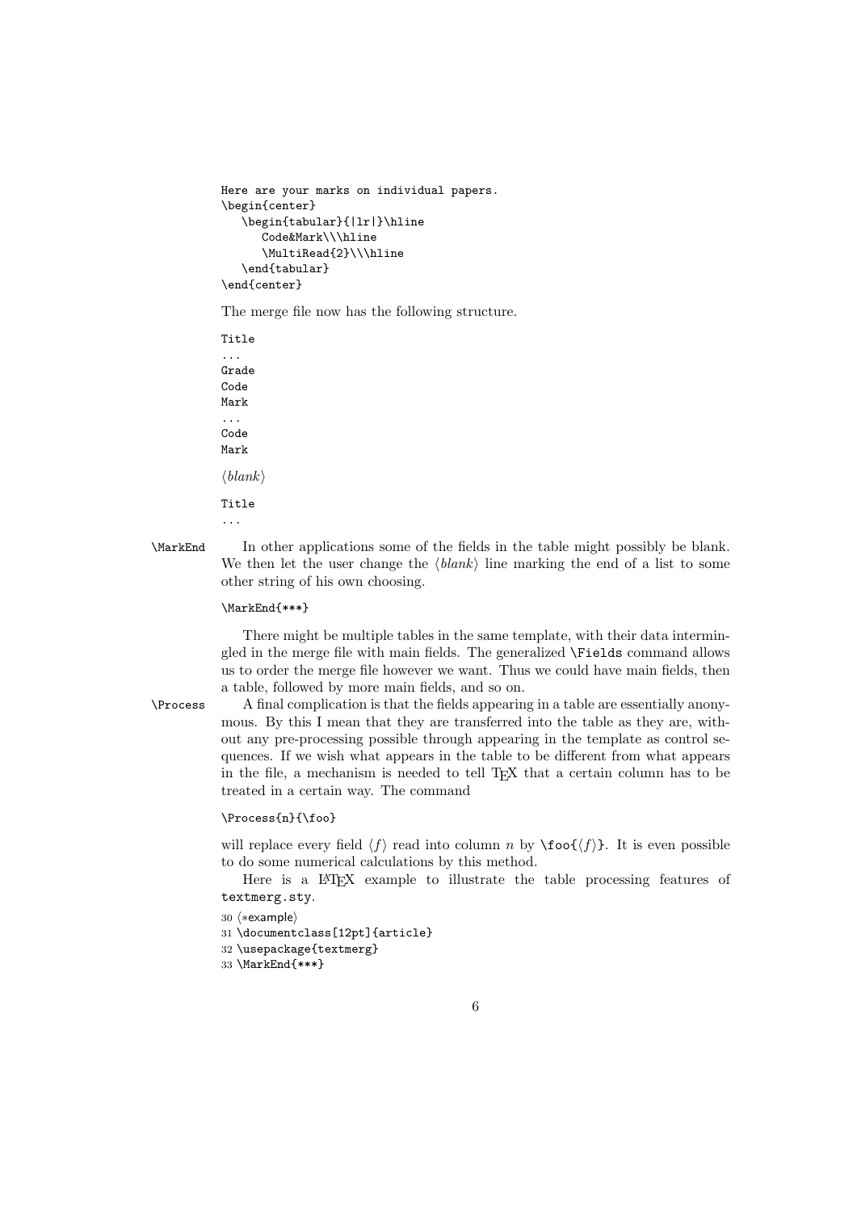```
Here are your marks on individual papers.
\begin{center}
   \begin{tabular}{|lr|}\hline
      Code&Mark\\\hline
      \MultiRead{2}\\\hline
   \end{tabular}
\end{center}
```

The merge file now has the following structure.

```
Title
...
Grade
Code
Mark
...
Code
Mark
```

⟨*blank*⟩

```
Title
...
```

`\MarkEnd` In other applications some of the fields in the table might possibly be blank. We then let the user change the ⟨*blank*⟩ line marking the end of a list to some other string of his own choosing.

```
\MarkEnd{***}
```

There might be multiple tables in the same template, with their data intermingled in the merge file with main fields. The generalized `\Fields` command allows us to order the merge file however we want. Thus we could have main fields, then a table, followed by more main fields, and so on.

`\Process` A final complication is that the fields appearing in a table are essentially anonymous. By this I mean that they are transferred into the table as they are, without any pre-processing possible through appearing in the template as control sequences. If we wish what appears in the table to be different from what appears in the file, a mechanism is needed to tell TEX that a certain column has to be treated in a certain way. The command

```
\Process{n}{\foo}
```

will replace every field ⟨*f*⟩ read into column $n$ by `\foo{`⟨*f*⟩`}`. It is even possible to do some numerical calculations by this method.

Here is a LATEX example to illustrate the table processing features of `textmerg.sty`.

```
30 ⟨*example⟩
31 \documentclass[12pt]{article}
32 \usepackage{textmerg}
33 \MarkEnd{***}
```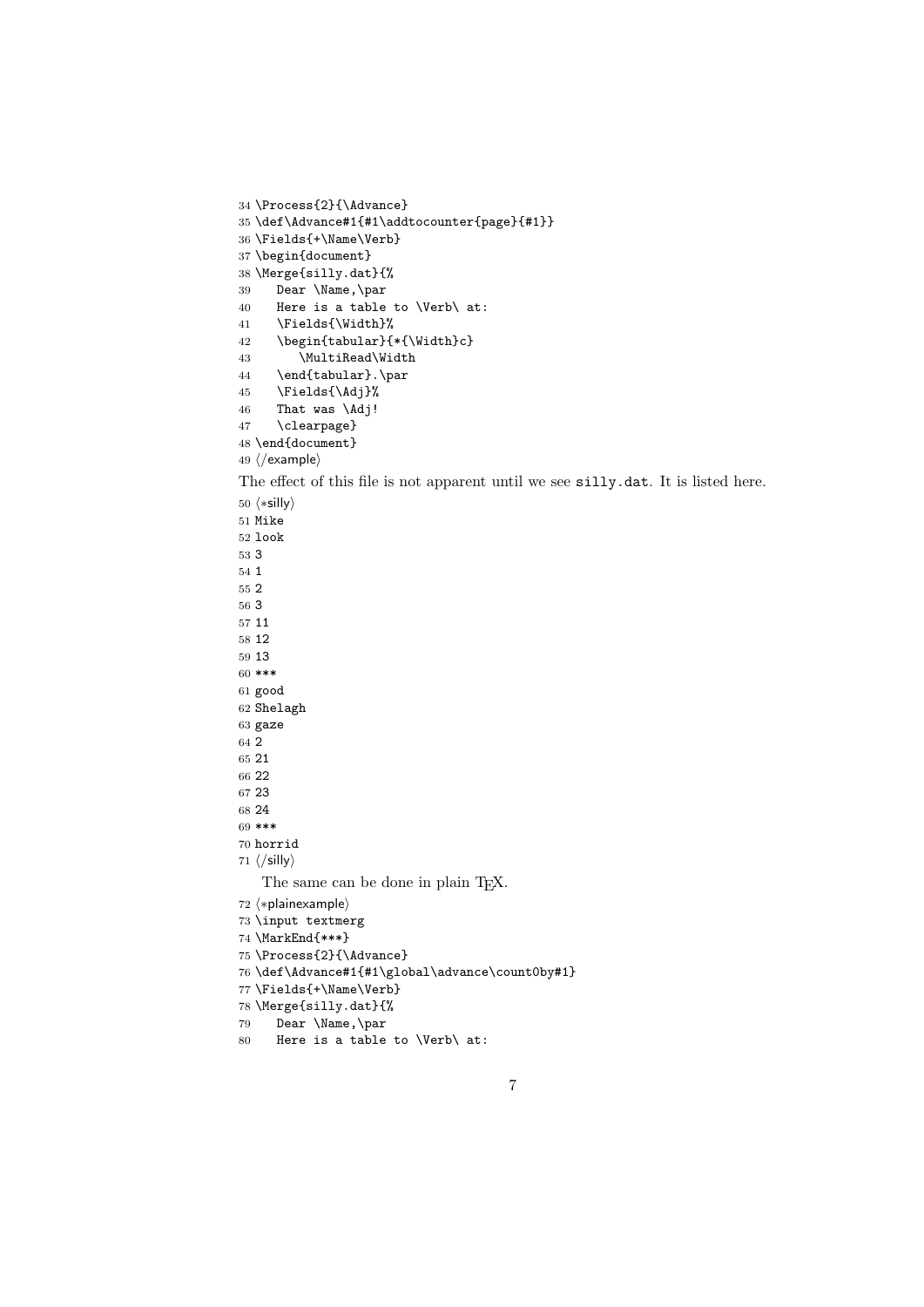```
34 \Process{2}{\Advance}
35 \def\Advance#1{#1\addtocounter{page}{#1}}
36 \Fields{+\Name\Verb}
37 \begin{document}
38 \Merge{silly.dat}{%
39    Dear \Name,\par
40    Here is a table to \Verb\ at:
41    \Fields{\Width}%
42    \begin{tabular}{*{\Width}c}
43       \MultiRead\Width
44    \end{tabular}.\par
45    \Fields{\Adj}%
46    That was \Adj!
47    \clearpage}
48 \end{document}
49 ⟨/example⟩
```

The effect of this file is not apparent until we see `silly.dat`. It is listed here.

```
50 ⟨*silly⟩
51 Mike
52 look
53 3
54 1
55 2
56 3
57 11
58 12
59 13
60 ***
61 good
62 Shelagh
63 gaze
64 2
65 21
66 22
67 23
68 24
69 ***
70 horrid
71 ⟨/silly⟩
```

The same can be done in plain TEX.

```
72 ⟨*plainexample⟩
73 \input textmerg
74 \MarkEnd{***}
75 \Process{2}{\Advance}
76 \def\Advance#1{#1\global\advance\count0by#1}
77 \Fields{+\Name\Verb}
78 \Merge{silly.dat}{%
79    Dear \Name,\par
80    Here is a table to \Verb\ at:
```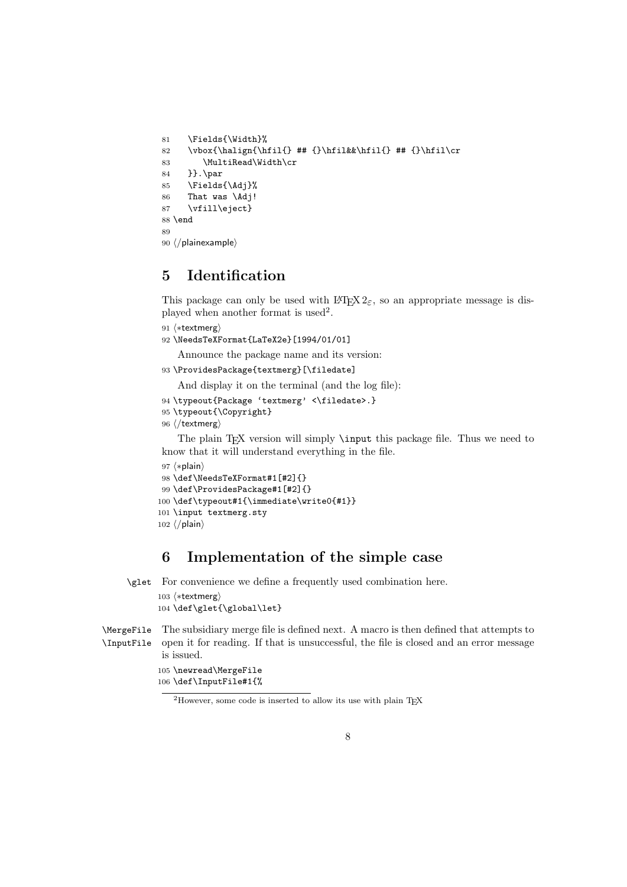```
81    \Fields{\Width}%
82    \vbox{\halign{\hfil{} ## {}\hfil&&\hfil{} ## {}\hfil\cr
83       \MultiRead\Width\cr
84    }}.\par
85    \Fields{\Adj}%
86    That was \Adj!
87    \vfill\eject}
88 \end
89
90 ⟨/plainexample⟩
```

## 5 Identification

This package can only be used with LaTeX $2_\varepsilon$, so an appropriate message is displayed when another format is used[2].

```
91 ⟨*textmerg⟩
92 \NeedsTeXFormat{LaTeX2e}[1994/01/01]
```

Announce the package name and its version:

```
93 \ProvidesPackage{textmerg}[\filedate]
```

And display it on the terminal (and the log file):

```
94 \typeout{Package 'textmerg' <\filedate>.}
95 \typeout{\Copyright}
96 ⟨/textmerg⟩
```

The plain TeX version will simply `\input` this package file. Thus we need to know that it will understand everything in the file.

```
97 ⟨*plain⟩
98 \def\NeedsTeXFormat#1[#2]{}
99 \def\ProvidesPackage#1[#2]{}
100 \def\typeout#1{\immediate\write0{#1}}
101 \input textmerg.sty
102 ⟨/plain⟩
```

## 6 Implementation of the simple case

`\glet` For convenience we define a frequently used combination here.

```
103 ⟨*textmerg⟩
104 \def\glet{\global\let}
```

`\MergeFile` `\InputFile` The subsidiary merge file is defined next. A macro is then defined that attempts to open it for reading. If that is unsuccessful, the file is closed and an error message is issued.

```
105 \newread\MergeFile
106 \def\InputFile#1{%
```

[2]However, some code is inserted to allow its use with plain TeX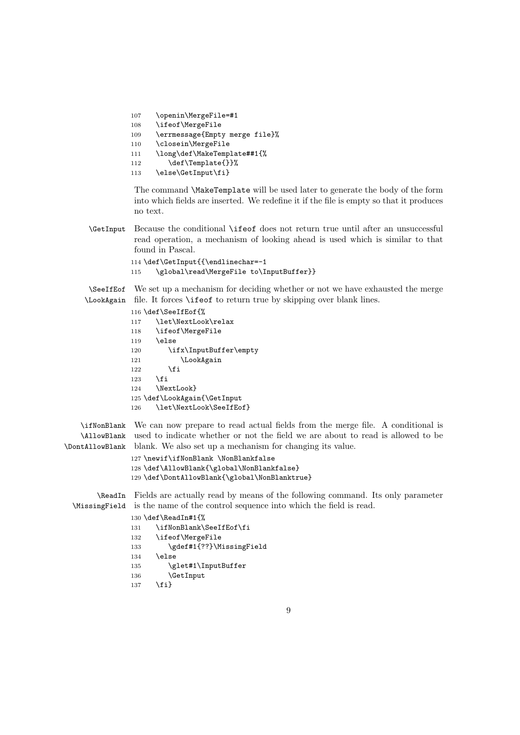```
107    \openin\MergeFile=#1
108    \ifeof\MergeFile
109    \errmessage{Empty merge file}%
110    \closein\MergeFile
111    \long\def\MakeTemplate##1{%
112       \def\Template{}}%
113    \else\GetInput\fi}
```

The command `\MakeTemplate` will be used later to generate the body of the form into which fields are inserted. We redefine it if the file is empty so that it produces no text.

`\GetInput` Because the conditional `\ifeof` does not return true until after an unsuccessful read operation, a mechanism of looking ahead is used which is similar to that found in Pascal.

```
114 \def\GetInput{{\endlinechar=-1
115    \global\read\MergeFile to\InputBuffer}}
```

`\SeeIfEof` `\LookAgain` We set up a mechanism for deciding whether or not we have exhausted the merge file. It forces `\ifeof` to return true by skipping over blank lines.

```
116 \def\SeeIfEof{%
117    \let\NextLook\relax
118    \ifeof\MergeFile
119    \else
120       \ifx\InputBuffer\empty
121          \LookAgain
122       \fi
123    \fi
124    \NextLook}
125 \def\LookAgain{\GetInput
126    \let\NextLook\SeeIfEof}
```

`\ifNonBlank` `\AllowBlank` `\DontAllowBlank` We can now prepare to read actual fields from the merge file. A conditional is used to indicate whether or not the field we are about to read is allowed to be blank. We also set up a mechanism for changing its value.

```
127 \newif\ifNonBlank \NonBlankfalse
128 \def\AllowBlank{\global\NonBlankfalse}
129 \def\DontAllowBlank{\global\NonBlanktrue}
```

`\ReadIn` `\MissingField` Fields are actually read by means of the following command. Its only parameter is the name of the control sequence into which the field is read.

```
130 \def\ReadIn#1{%
131    \ifNonBlank\SeeIfEof\fi
132    \ifeof\MergeFile
133       \gdef#1{??}\MissingField
134    \else
135       \glet#1\InputBuffer
136       \GetInput
137    \fi}
```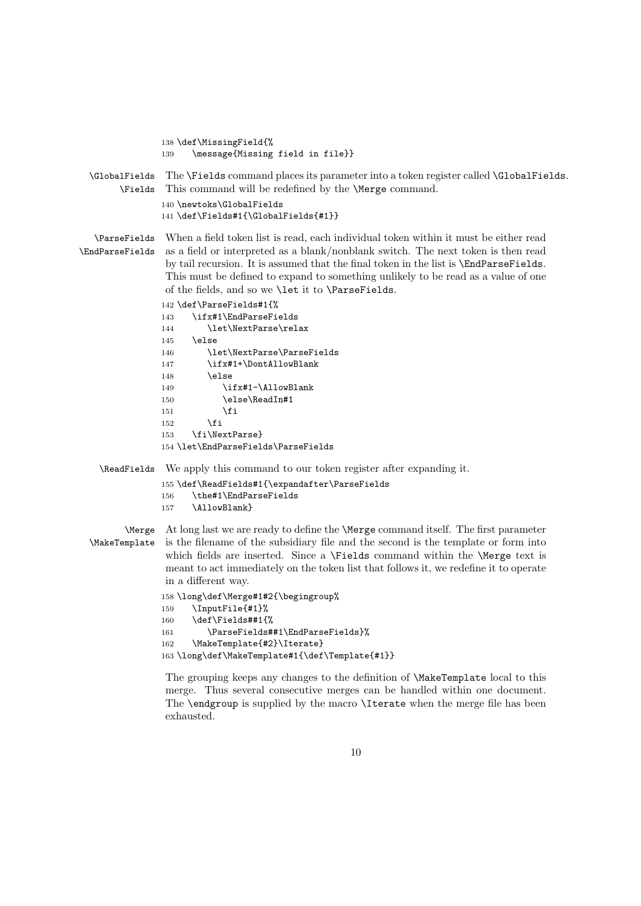```
138 \def\MissingField{%
139    \message{Missing field in file}}
```

`\GlobalFields` `\Fields` The `\Fields` command places its parameter into a token register called `\GlobalFields`. This command will be redefined by the `\Merge` command.

```
140 \newtoks\GlobalFields
141 \def\Fields#1{\GlobalFields{#1}}
```

`\ParseFields` `\EndParseFields` When a field token list is read, each individual token within it must be either read as a field or interpreted as a blank/nonblank switch. The next token is then read by tail recursion. It is assumed that the final token in the list is `\EndParseFields`. This must be defined to expand to something unlikely to be read as a value of one of the fields, and so we `\let` it to `\ParseFields`.

```
142 \def\ParseFields#1{%
143    \ifx#1\EndParseFields
144       \let\NextParse\relax
145    \else
146       \let\NextParse\ParseFields
147       \ifx#1+\DontAllowBlank
148       \else
149          \ifx#1-\AllowBlank
150          \else\ReadIn#1
151          \fi
152       \fi
153    \fi\NextParse}
154 \let\EndParseFields\ParseFields
```

`\ReadFields` We apply this command to our token register after expanding it.

```
155 \def\ReadFields#1{\expandafter\ParseFields
156    \the#1\EndParseFields
157    \AllowBlank}
```

`\Merge` `\MakeTemplate` At long last we are ready to define the `\Merge` command itself. The first parameter is the filename of the subsidiary file and the second is the template or form into which fields are inserted. Since a `\Fields` command within the `\Merge` text is meant to act immediately on the token list that follows it, we redefine it to operate in a different way.

```
158 \long\def\Merge#1#2{\begingroup%
159    \InputFile{#1}%
160    \def\Fields##1{%
161       \ParseFields##1\EndParseFields}%
162    \MakeTemplate{#2}\Iterate}
163 \long\def\MakeTemplate#1{\def\Template{#1}}
```

The grouping keeps any changes to the definition of `\MakeTemplate` local to this merge. Thus several consecutive merges can be handled within one document. The `\endgroup` is supplied by the macro `\Iterate` when the merge file has been exhausted.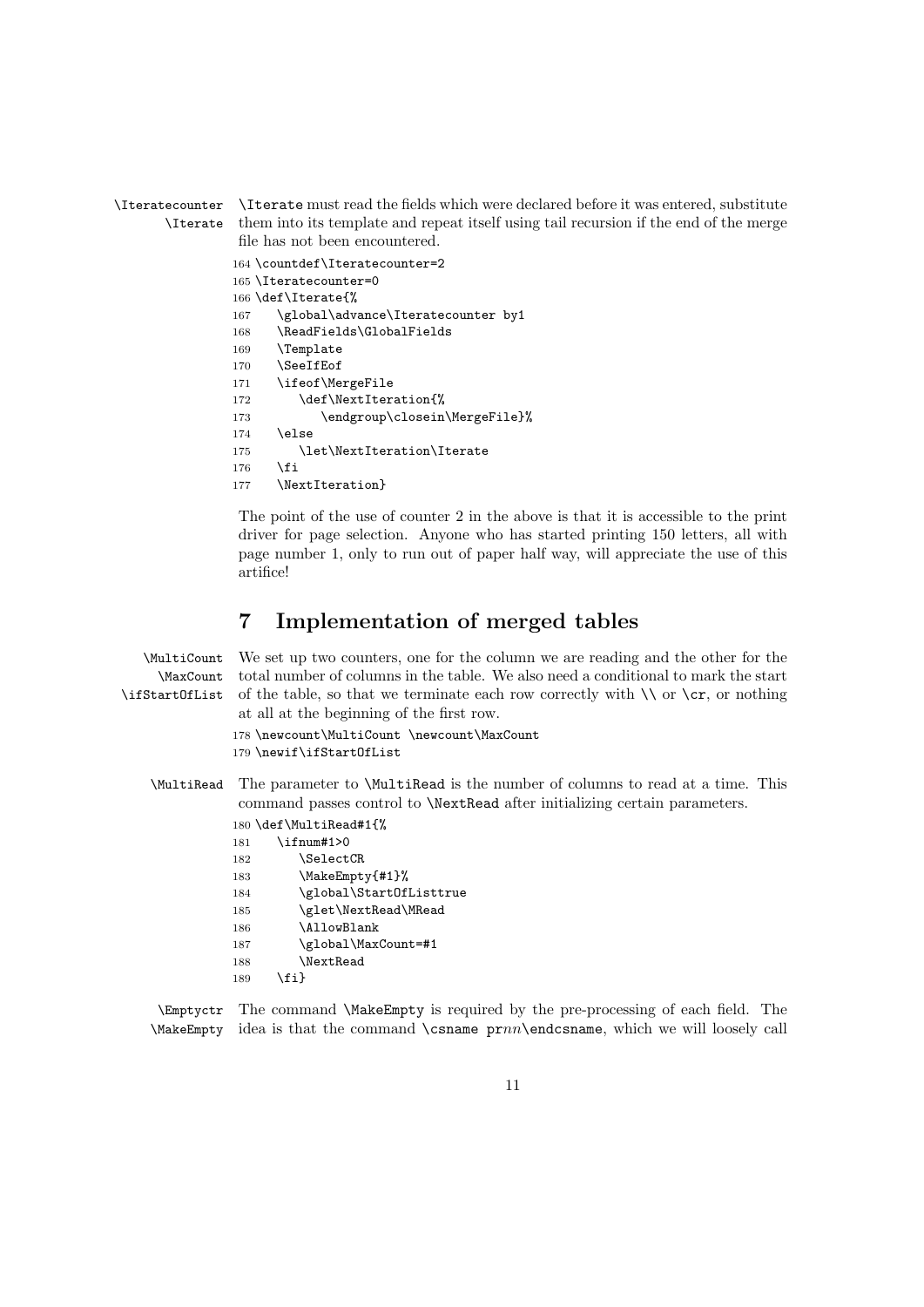\Iteratecounter \Iterate

`\Iterate` must read the fields which were declared before it was entered, substitute them into its template and repeat itself using tail recursion if the end of the merge file has not been encountered.

```
164 \countdef\Iteratecounter=2
165 \Iteratecounter=0
166 \def\Iterate{%
167    \global\advance\Iteratecounter by1
168    \ReadFields\GlobalFields
169    \Template
170    \SeeIfEof
171    \ifeof\MergeFile
172       \def\NextIteration{%
173          \endgroup\closein\MergeFile}%
174    \else
175       \let\NextIteration\Iterate
176    \fi
177    \NextIteration}
```

The point of the use of counter 2 in the above is that it is accessible to the print driver for page selection. Anyone who has started printing 150 letters, all with page number 1, only to run out of paper half way, will appreciate the use of this artifice!

# 7 Implementation of merged tables

\MultiCount \MaxCount \ifStartOfList

We set up two counters, one for the column we are reading and the other for the total number of columns in the table. We also need a conditional to mark the start of the table, so that we terminate each row correctly with `\\` or `\cr`, or nothing at all at the beginning of the first row.

```
178 \newcount\MultiCount \newcount\MaxCount
179 \newif\ifStartOfList
```

\MultiRead

The parameter to `\MultiRead` is the number of columns to read at a time. This command passes control to `\NextRead` after initializing certain parameters.

```
180 \def\MultiRead#1{%
181    \ifnum#1>0
182       \SelectCR
183       \MakeEmpty{#1}%
184       \global\StartOfListtrue
185       \glet\NextRead\MRead
186       \AllowBlank
187       \global\MaxCount=#1
188       \NextRead
189    \fi}
```

\Emptyctr \MakeEmpty

The command `\MakeEmpty` is required by the pre-processing of each field. The idea is that the command `\csname pr`*nn*`\endcsname`, which we will loosely call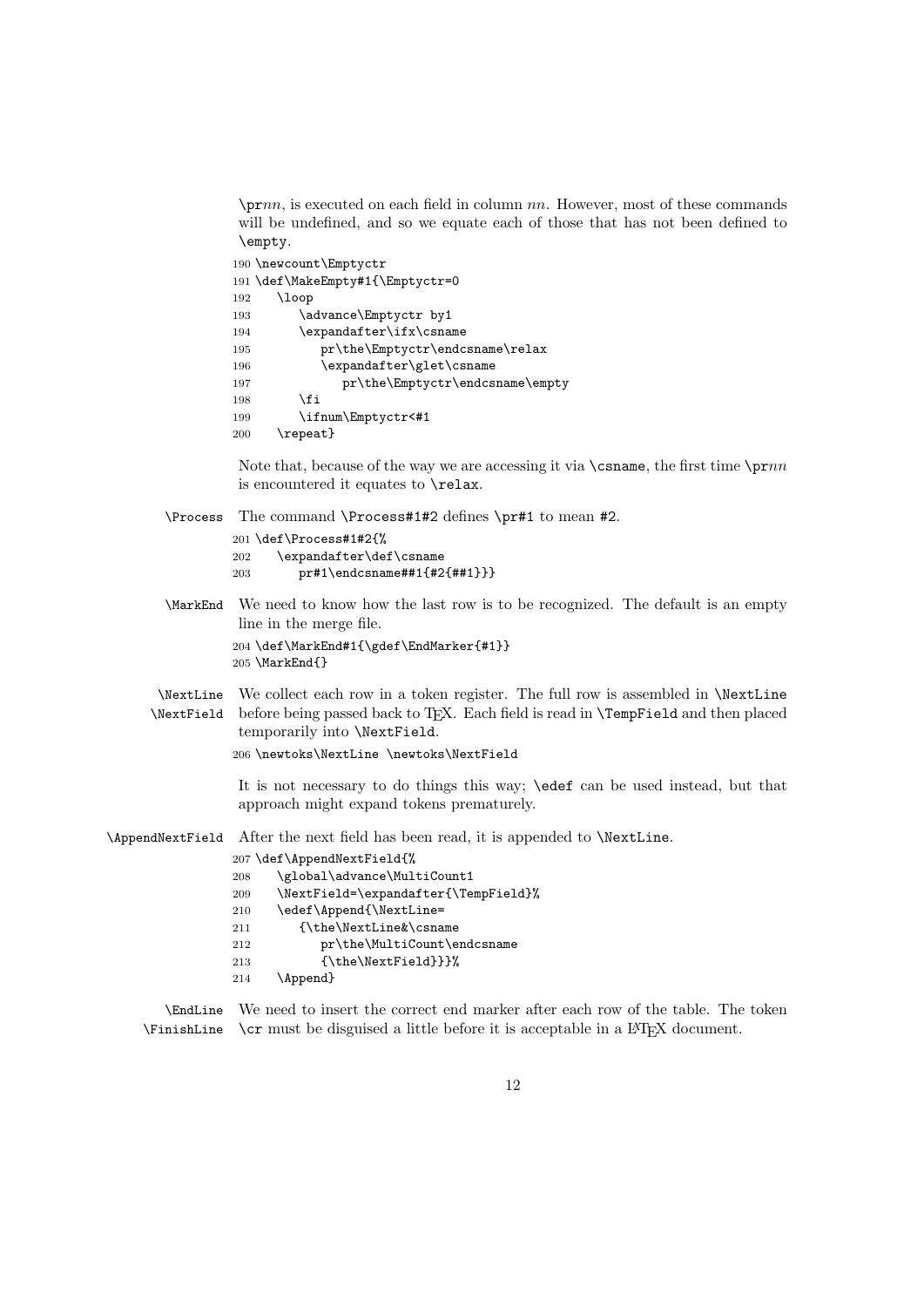\pr*nn*, is executed on each field in column *nn*. However, most of these commands will be undefined, and so we equate each of those that has not been defined to `\empty`.

```
190 \newcount\Emptyctr
191 \def\MakeEmpty#1{\Emptyctr=0
192    \loop
193       \advance\Emptyctr by1
194       \expandafter\ifx\csname
195          pr\the\Emptyctr\endcsname\relax
196          \expandafter\glet\csname
197             pr\the\Emptyctr\endcsname\empty
198       \fi
199       \ifnum\Emptyctr<#1
200    \repeat}
```

Note that, because of the way we are accessing it via `\csname`, the first time \pr*nn* is encountered it equates to `\relax`.

`\Process` The command `\Process#1#2` defines `\pr#1` to mean `#2`.

```
201 \def\Process#1#2{%
202    \expandafter\def\csname
203       pr#1\endcsname##1{#2{##1}}}
```

`\MarkEnd` We need to know how the last row is to be recognized. The default is an empty line in the merge file.

```
204 \def\MarkEnd#1{\gdef\EndMarker{#1}}
205 \MarkEnd{}
```

`\NextLine` `\NextField` We collect each row in a token register. The full row is assembled in `\NextLine` before being passed back to TeX. Each field is read in `\TempField` and then placed temporarily into `\NextField`.

```
206 \newtoks\NextLine \newtoks\NextField
```

It is not necessary to do things this way; `\edef` can be used instead, but that approach might expand tokens prematurely.

`\AppendNextField` After the next field has been read, it is appended to `\NextLine`.

```
207 \def\AppendNextField{%
208    \global\advance\MultiCount1
209    \NextField=\expandafter{\TempField}%
210    \edef\Append{\NextLine=
211       {\the\NextLine&\csname
212          pr\the\MultiCount\endcsname
213          {\the\NextField}}}%
214    \Append}
```

`\EndLine` `\FinishLine` We need to insert the correct end marker after each row of the table. The token `\cr` must be disguised a little before it is acceptable in a LaTeX document.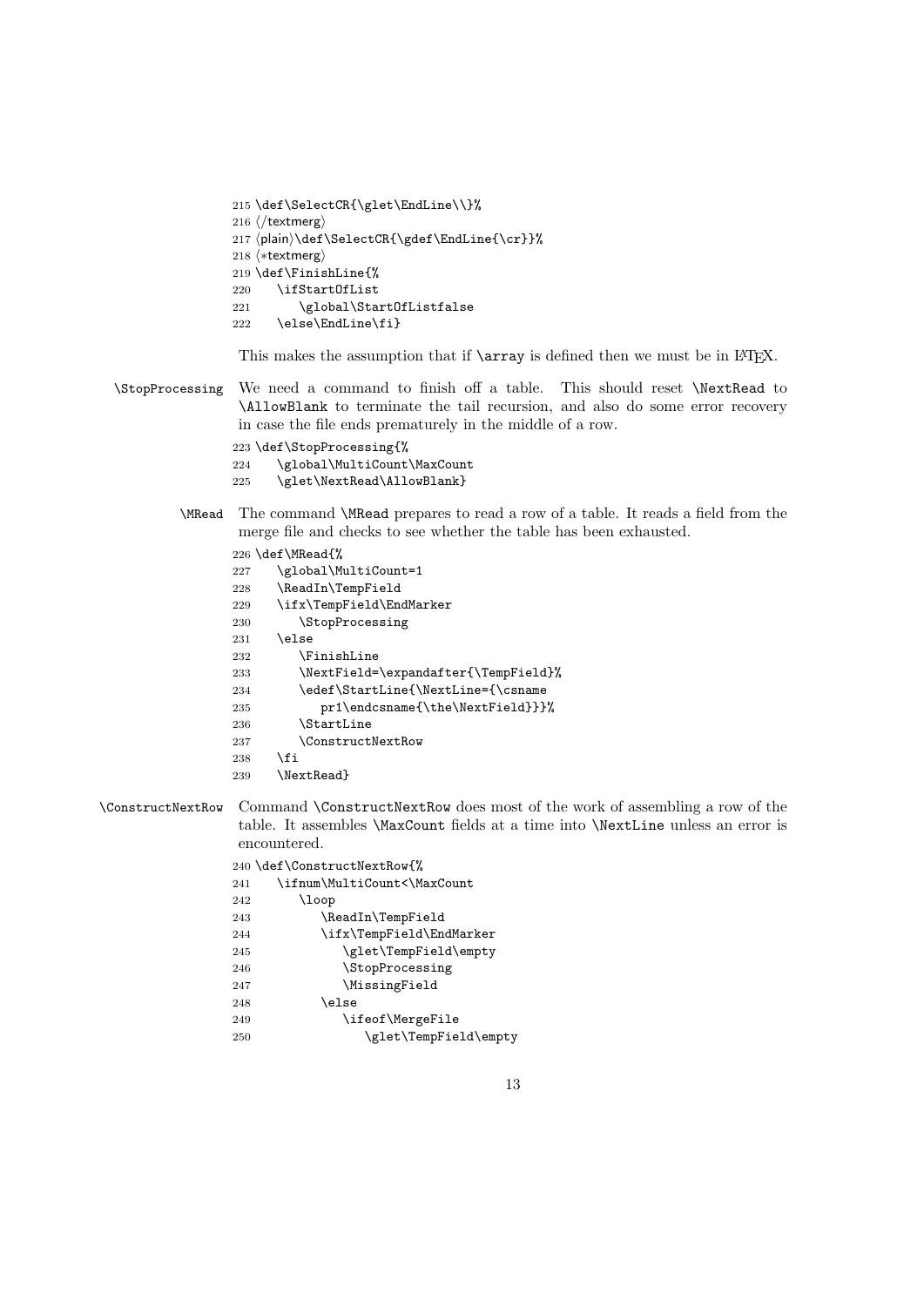```
215 \def\SelectCR{\glet\EndLine\\}%
216 ⟨/textmerg⟩
217 ⟨plain⟩\def\SelectCR{\gdef\EndLine{\cr}}%
218 ⟨*textmerg⟩
219 \def\FinishLine{%
220    \ifStartOfList
221       \global\StartOfListfalse
222    \else\EndLine\fi}
```

This makes the assumption that if `\array` is defined then we must be in LaTeX.

`\StopProcessing` We need a command to finish off a table. This should reset `\NextRead` to `\AllowBlank` to terminate the tail recursion, and also do some error recovery in case the file ends prematurely in the middle of a row.

```
223 \def\StopProcessing{%
224    \global\MultiCount\MaxCount
225    \glet\NextRead\AllowBlank}
```

`\MRead` The command `\MRead` prepares to read a row of a table. It reads a field from the merge file and checks to see whether the table has been exhausted.

```
226 \def\MRead{%
227    \global\MultiCount=1
228    \ReadIn\TempField
229    \ifx\TempField\EndMarker
230       \StopProcessing
231    \else
232       \FinishLine
233       \NextField=\expandafter{\TempField}%
234       \edef\StartLine{\NextLine={\csname
235          pr1\endcsname{\the\NextField}}}%
236       \StartLine
237       \ConstructNextRow
238    \fi
239    \NextRead}
```

`\ConstructNextRow` Command `\ConstructNextRow` does most of the work of assembling a row of the table. It assembles `\MaxCount` fields at a time into `\NextLine` unless an error is encountered.

```
240 \def\ConstructNextRow{%
241    \ifnum\MultiCount<\MaxCount
242       \loop
243          \ReadIn\TempField
244          \ifx\TempField\EndMarker
245             \glet\TempField\empty
246             \StopProcessing
247             \MissingField
248          \else
249             \ifeof\MergeFile
250                \glet\TempField\empty
```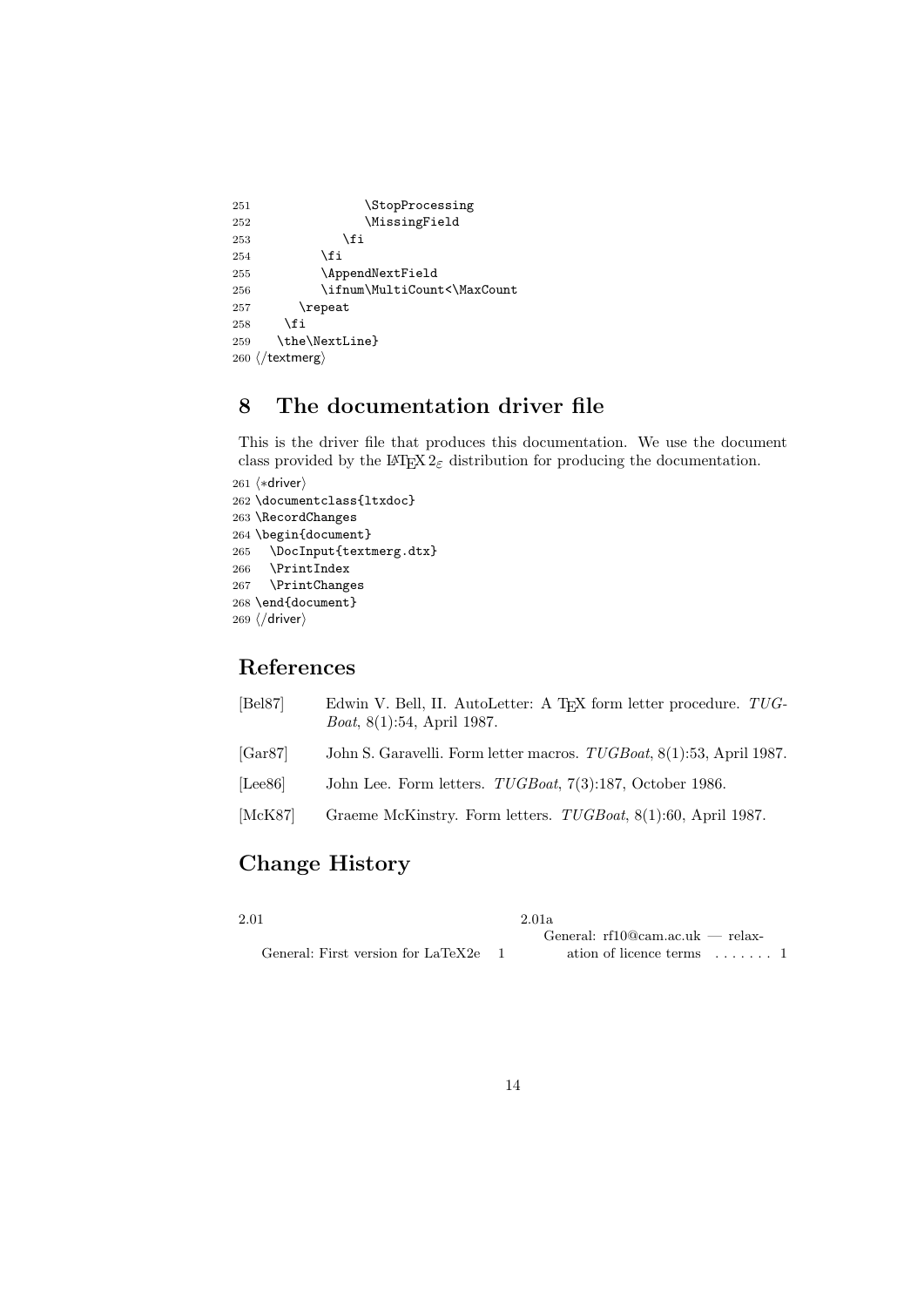```
251               \StopProcessing
252               \MissingField
253            \fi
254         \fi
255         \AppendNextField
256         \ifnum\MultiCount<\MaxCount
257      \repeat
258    \fi
259    \the\NextLine}
260 ⟨/textmerg⟩
```

## 8 The documentation driver file

This is the driver file that produces this documentation. We use the document class provided by the LaTeX $2_\varepsilon$ distribution for producing the documentation.

```
261 ⟨*driver⟩
262 \documentclass{ltxdoc}
263 \RecordChanges
264 \begin{document}
265   \DocInput{textmerg.dtx}
266   \PrintIndex
267   \PrintChanges
268 \end{document}
269 ⟨/driver⟩
```

## References

[Bel87] Edwin V. Bell, II. AutoLetter: A TeX form letter procedure. *TUGBoat*, 8(1):54, April 1987.

[Gar87] John S. Garavelli. Form letter macros. *TUGBoat*, 8(1):53, April 1987.

[Lee86] John Lee. Form letters. *TUGBoat*, 7(3):187, October 1986.

[McK87] Graeme McKinstry. Form letters. *TUGBoat*, 8(1):60, April 1987.

## Change History

2.01

General: First version for LaTeX2e . . . 1

2.01a

General: rf10@cam.ac.uk — relaxation of licence terms . . . . . . . 1